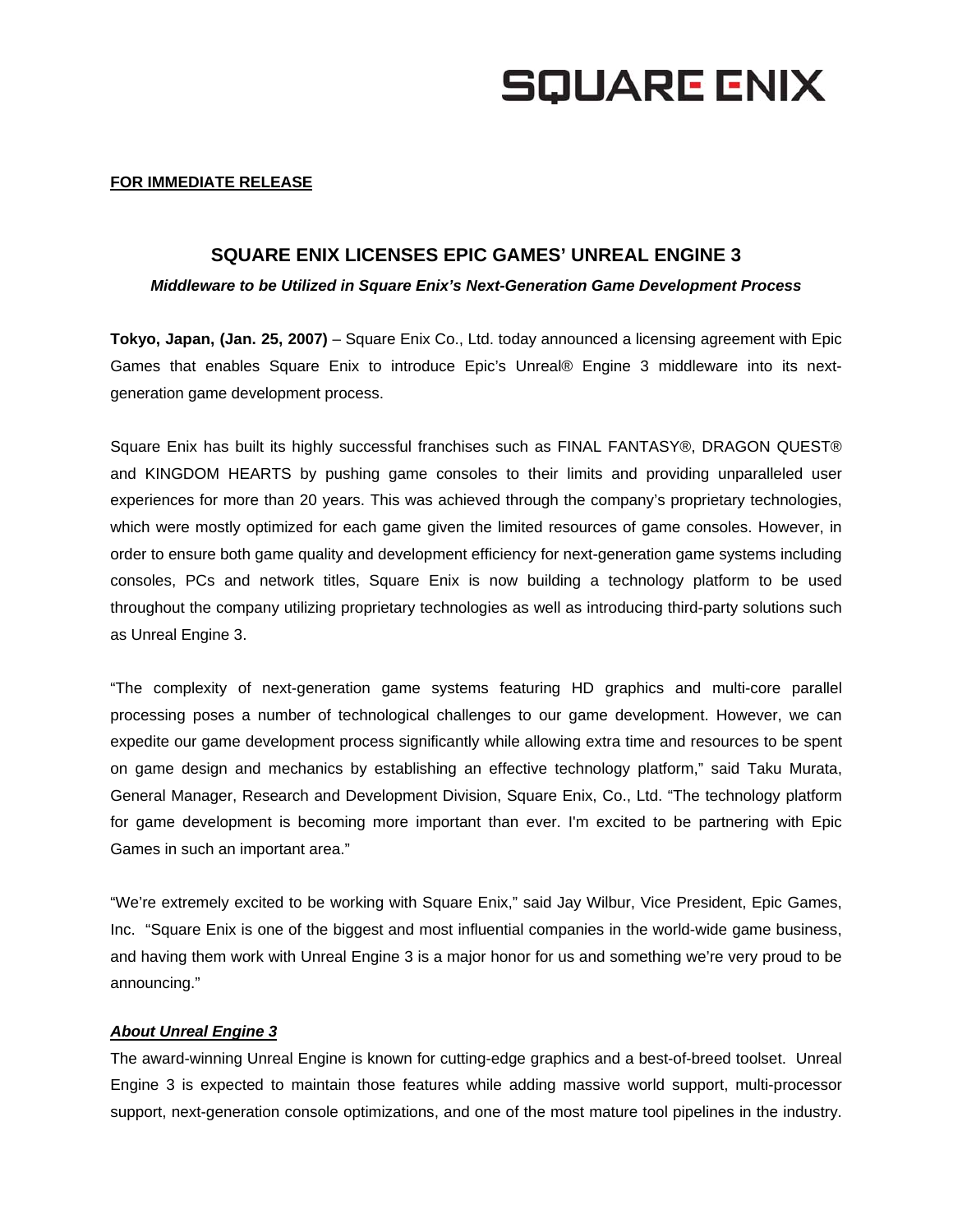# SQUARE ENIX

**FOR IMMEDIATE RELEASE**

## SQUARE ENIX LICENSES EPIC GAMES' UNREAL ENGINE 3

***Middleware to be Utilized in Square Enix's Next-Generation Game Development Process***

**Tokyo, Japan, (Jan. 25, 2007)** – Square Enix Co., Ltd. today announced a licensing agreement with Epic Games that enables Square Enix to introduce Epic's Unreal® Engine 3 middleware into its next-generation game development process.

Square Enix has built its highly successful franchises such as FINAL FANTASY®, DRAGON QUEST® and KINGDOM HEARTS by pushing game consoles to their limits and providing unparalleled user experiences for more than 20 years. This was achieved through the company's proprietary technologies, which were mostly optimized for each game given the limited resources of game consoles. However, in order to ensure both game quality and development efficiency for next-generation game systems including consoles, PCs and network titles, Square Enix is now building a technology platform to be used throughout the company utilizing proprietary technologies as well as introducing third-party solutions such as Unreal Engine 3.

"The complexity of next-generation game systems featuring HD graphics and multi-core parallel processing poses a number of technological challenges to our game development. However, we can expedite our game development process significantly while allowing extra time and resources to be spent on game design and mechanics by establishing an effective technology platform," said Taku Murata, General Manager, Research and Development Division, Square Enix, Co., Ltd. "The technology platform for game development is becoming more important than ever. I'm excited to be partnering with Epic Games in such an important area."

"We're extremely excited to be working with Square Enix," said Jay Wilbur, Vice President, Epic Games, Inc. "Square Enix is one of the biggest and most influential companies in the world-wide game business, and having them work with Unreal Engine 3 is a major honor for us and something we're very proud to be announcing."

***About Unreal Engine 3***

The award-winning Unreal Engine is known for cutting-edge graphics and a best-of-breed toolset. Unreal Engine 3 is expected to maintain those features while adding massive world support, multi-processor support, next-generation console optimizations, and one of the most mature tool pipelines in the industry.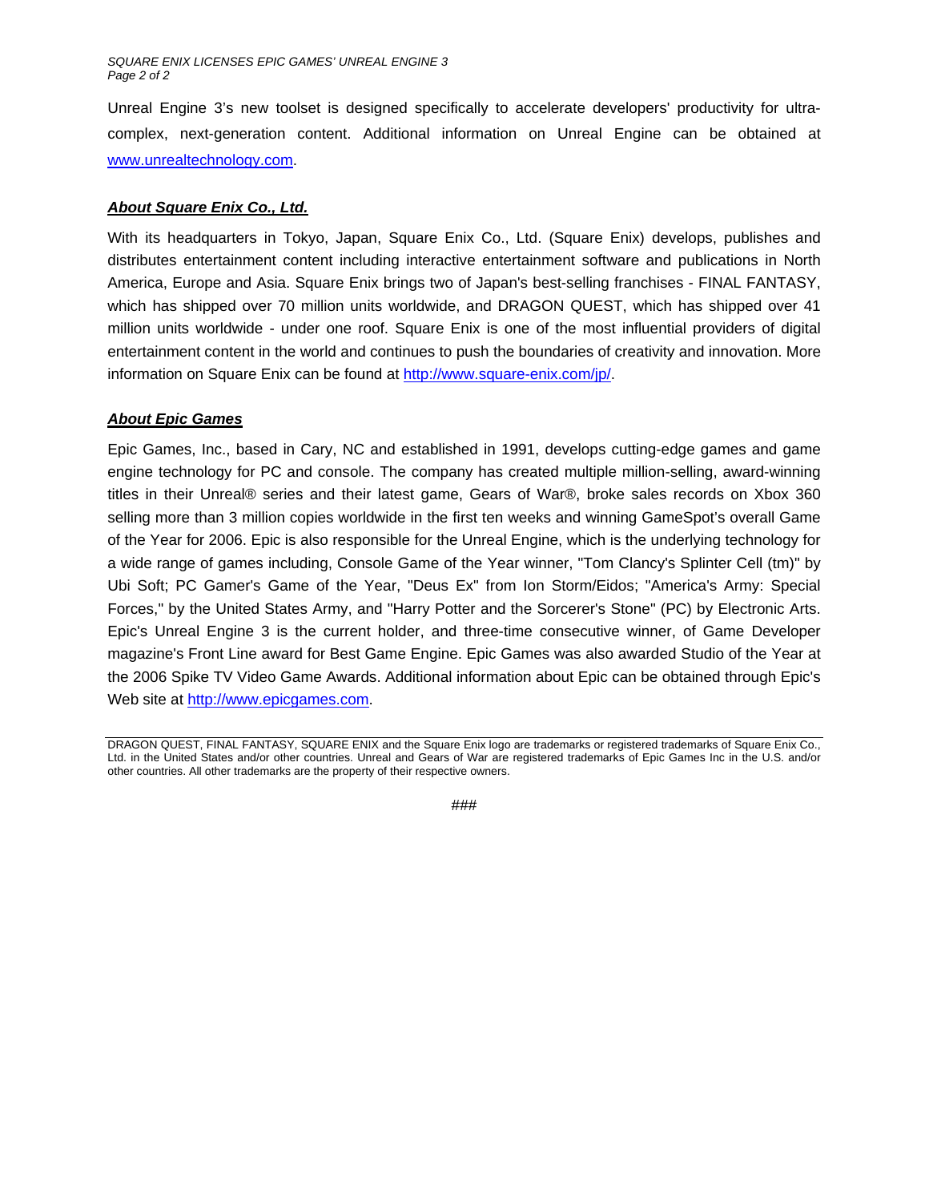Unreal Engine 3's new toolset is designed specifically to accelerate developers' productivity for ultra-complex, next-generation content. Additional information on Unreal Engine can be obtained at www.unrealtechnology.com.

## About Square Enix Co., Ltd.

With its headquarters in Tokyo, Japan, Square Enix Co., Ltd. (Square Enix) develops, publishes and distributes entertainment content including interactive entertainment software and publications in North America, Europe and Asia. Square Enix brings two of Japan's best-selling franchises - FINAL FANTASY, which has shipped over 70 million units worldwide, and DRAGON QUEST, which has shipped over 41 million units worldwide - under one roof. Square Enix is one of the most influential providers of digital entertainment content in the world and continues to push the boundaries of creativity and innovation. More information on Square Enix can be found at http://www.square-enix.com/jp/.

## About Epic Games

Epic Games, Inc., based in Cary, NC and established in 1991, develops cutting-edge games and game engine technology for PC and console. The company has created multiple million-selling, award-winning titles in their Unreal® series and their latest game, Gears of War®, broke sales records on Xbox 360 selling more than 3 million copies worldwide in the first ten weeks and winning GameSpot's overall Game of the Year for 2006. Epic is also responsible for the Unreal Engine, which is the underlying technology for a wide range of games including, Console Game of the Year winner, "Tom Clancy's Splinter Cell (tm)" by Ubi Soft; PC Gamer's Game of the Year, "Deus Ex" from Ion Storm/Eidos; "America's Army: Special Forces," by the United States Army, and "Harry Potter and the Sorcerer's Stone" (PC) by Electronic Arts. Epic's Unreal Engine 3 is the current holder, and three-time consecutive winner, of Game Developer magazine's Front Line award for Best Game Engine. Epic Games was also awarded Studio of the Year at the 2006 Spike TV Video Game Awards. Additional information about Epic can be obtained through Epic's Web site at http://www.epicgames.com.

---

DRAGON QUEST, FINAL FANTASY, SQUARE ENIX and the Square Enix logo are trademarks or registered trademarks of Square Enix Co., Ltd. in the United States and/or other countries. Unreal and Gears of War are registered trademarks of Epic Games Inc in the U.S. and/or other countries. All other trademarks are the property of their respective owners.

###